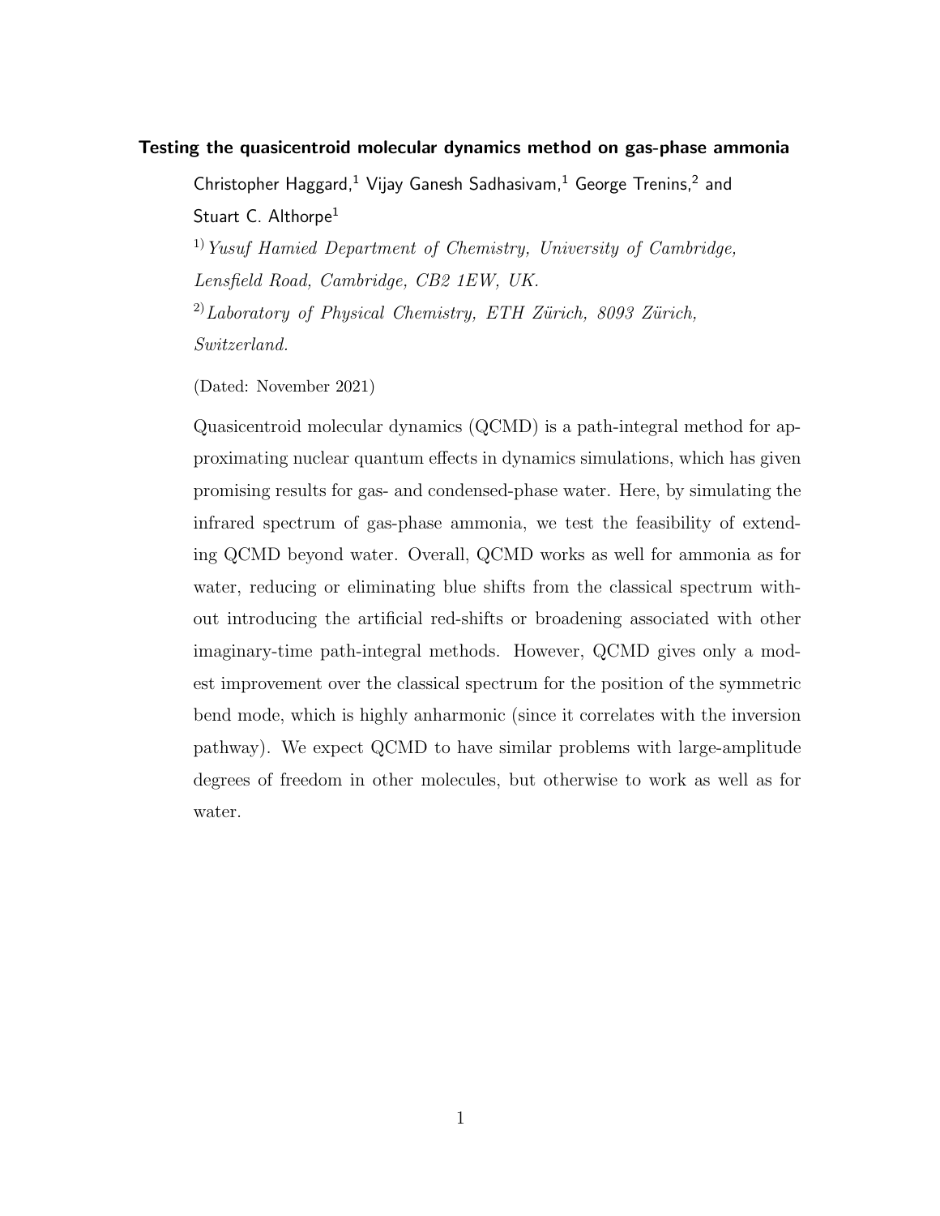# Testing the quasicentroid molecular dynamics method on gas-phase ammonia

Christopher Haggard,[1] Vijay Ganesh Sadhasivam,[1] George Trenins,[2] and Stuart C. Althorpe[1]

[1] *Yusuf Hamied Department of Chemistry, University of Cambridge, Lensfield Road, Cambridge, CB2 1EW, UK.*

[2] *Laboratory of Physical Chemistry, ETH Zürich, 8093 Zürich, Switzerland.*

(Dated: November 2021)

Quasicentroid molecular dynamics (QCMD) is a path-integral method for approximating nuclear quantum effects in dynamics simulations, which has given promising results for gas- and condensed-phase water. Here, by simulating the infrared spectrum of gas-phase ammonia, we test the feasibility of extending QCMD beyond water. Overall, QCMD works as well for ammonia as for water, reducing or eliminating blue shifts from the classical spectrum without introducing the artificial red-shifts or broadening associated with other imaginary-time path-integral methods. However, QCMD gives only a modest improvement over the classical spectrum for the position of the symmetric bend mode, which is highly anharmonic (since it correlates with the inversion pathway). We expect QCMD to have similar problems with large-amplitude degrees of freedom in other molecules, but otherwise to work as well as for water.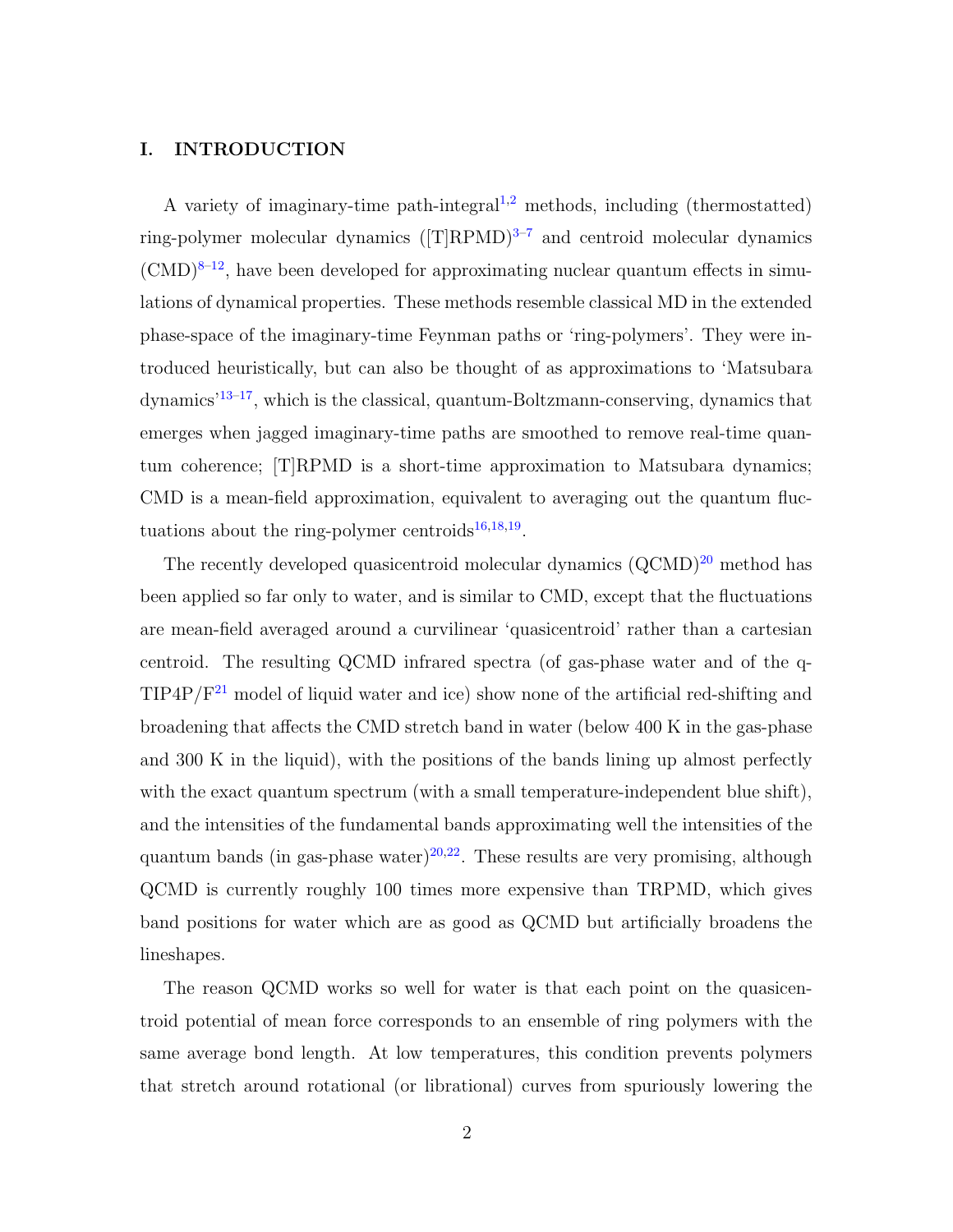## I. INTRODUCTION

A variety of imaginary-time path-integral[1,2] methods, including (thermostatted) ring-polymer molecular dynamics ([T]RPMD)[3–7] and centroid molecular dynamics (CMD)[8–12], have been developed for approximating nuclear quantum effects in simulations of dynamical properties. These methods resemble classical MD in the extended phase-space of the imaginary-time Feynman paths or 'ring-polymers'. They were introduced heuristically, but can also be thought of as approximations to 'Matsubara dynamics'[13–17], which is the classical, quantum-Boltzmann-conserving, dynamics that emerges when jagged imaginary-time paths are smoothed to remove real-time quantum coherence; [T]RPMD is a short-time approximation to Matsubara dynamics; CMD is a mean-field approximation, equivalent to averaging out the quantum fluctuations about the ring-polymer centroids[16,18,19].

The recently developed quasicentroid molecular dynamics (QCMD)[20] method has been applied so far only to water, and is similar to CMD, except that the fluctuations are mean-field averaged around a curvilinear 'quasicentroid' rather than a cartesian centroid. The resulting QCMD infrared spectra (of gas-phase water and of the q-TIP4P/F[21] model of liquid water and ice) show none of the artificial red-shifting and broadening that affects the CMD stretch band in water (below 400 K in the gas-phase and 300 K in the liquid), with the positions of the bands lining up almost perfectly with the exact quantum spectrum (with a small temperature-independent blue shift), and the intensities of the fundamental bands approximating well the intensities of the quantum bands (in gas-phase water)[20,22]. These results are very promising, although QCMD is currently roughly 100 times more expensive than TRPMD, which gives band positions for water which are as good as QCMD but artificially broadens the lineshapes.

The reason QCMD works so well for water is that each point on the quasicentroid potential of mean force corresponds to an ensemble of ring polymers with the same average bond length. At low temperatures, this condition prevents polymers that stretch around rotational (or librational) curves from spuriously lowering the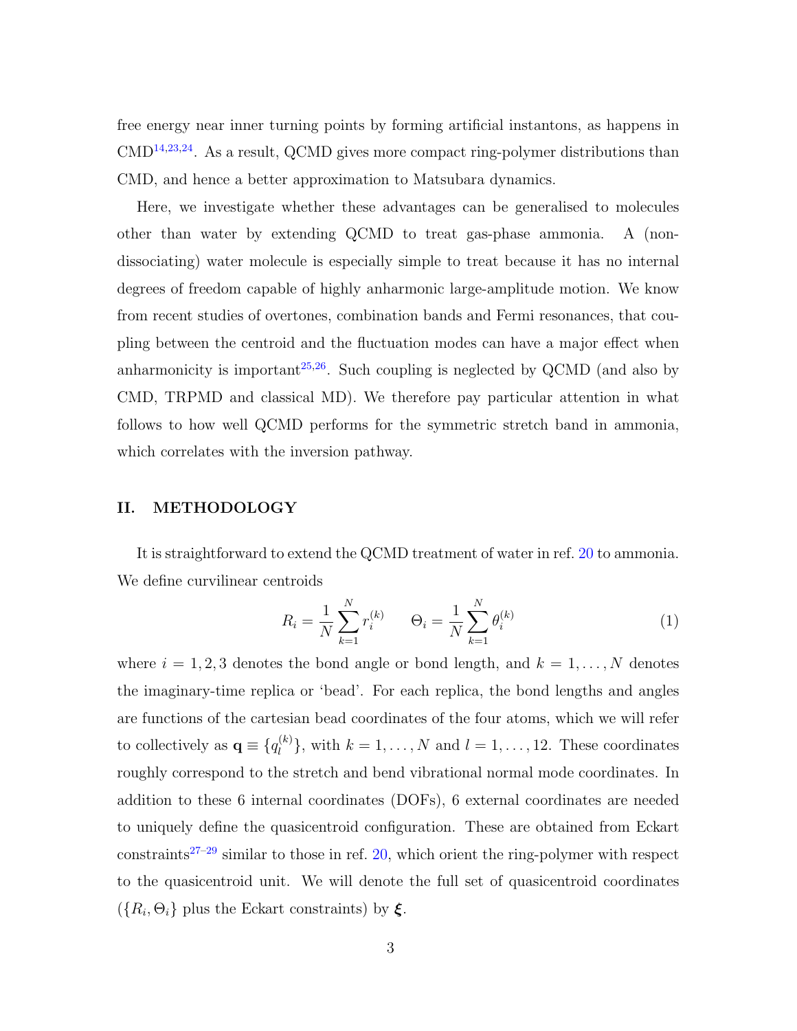free energy near inner turning points by forming artificial instantons, as happens in CMD[14,23,24]. As a result, QCMD gives more compact ring-polymer distributions than CMD, and hence a better approximation to Matsubara dynamics.

Here, we investigate whether these advantages can be generalised to molecules other than water by extending QCMD to treat gas-phase ammonia. A (non-dissociating) water molecule is especially simple to treat because it has no internal degrees of freedom capable of highly anharmonic large-amplitude motion. We know from recent studies of overtones, combination bands and Fermi resonances, that coupling between the centroid and the fluctuation modes can have a major effect when anharmonicity is important[25,26]. Such coupling is neglected by QCMD (and also by CMD, TRPMD and classical MD). We therefore pay particular attention in what follows to how well QCMD performs for the symmetric stretch band in ammonia, which correlates with the inversion pathway.

## II. METHODOLOGY

It is straightforward to extend the QCMD treatment of water in ref. 20 to ammonia. We define curvilinear centroids

$$R_i = \frac{1}{N}\sum_{k=1}^{N} r_i^{(k)} \qquad \Theta_i = \frac{1}{N}\sum_{k=1}^{N} \theta_i^{(k)} \tag{1}$$

where $i = 1, 2, 3$ denotes the bond angle or bond length, and $k = 1, \ldots, N$ denotes the imaginary-time replica or 'bead'. For each replica, the bond lengths and angles are functions of the cartesian bead coordinates of the four atoms, which we will refer to collectively as $\mathbf{q} \equiv \{q_l^{(k)}\}$, with $k = 1, \ldots, N$ and $l = 1, \ldots, 12$. These coordinates roughly correspond to the stretch and bend vibrational normal mode coordinates. In addition to these 6 internal coordinates (DOFs), 6 external coordinates are needed to uniquely define the quasicentroid configuration. These are obtained from Eckart constraints[27–29] similar to those in ref. 20, which orient the ring-polymer with respect to the quasicentroid unit. We will denote the full set of quasicentroid coordinates ($\{R_i, \Theta_i\}$ plus the Eckart constraints) by $\boldsymbol{\xi}$.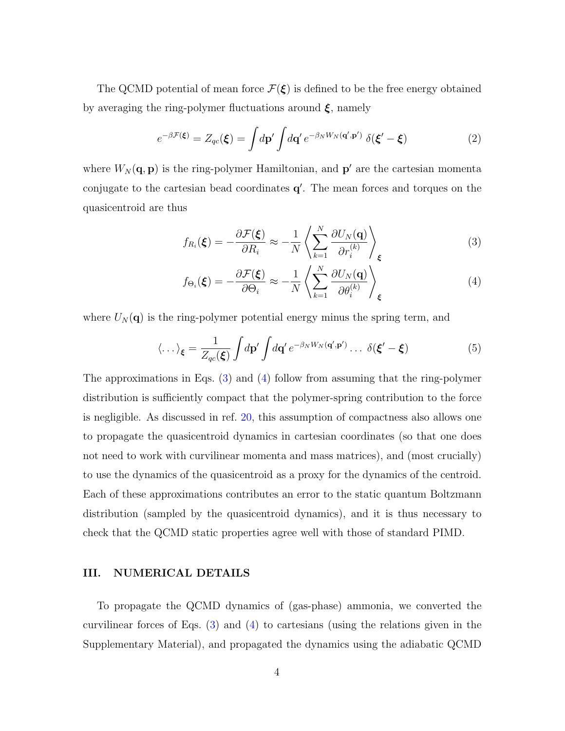The QCMD potential of mean force $\mathcal{F}(\boldsymbol{\xi})$ is defined to be the free energy obtained by averaging the ring-polymer fluctuations around $\boldsymbol{\xi}$, namely

$$e^{-\beta\mathcal{F}(\boldsymbol{\xi})} = Z_{qc}(\boldsymbol{\xi}) = \int d\mathbf{p}' \int d\mathbf{q}' \, e^{-\beta_N W_N(\mathbf{q}',\mathbf{p}')} \, \delta(\boldsymbol{\xi}' - \boldsymbol{\xi}) \tag{2}$$

where $W_N(\mathbf{q},\mathbf{p})$ is the ring-polymer Hamiltonian, and $\mathbf{p}'$ are the cartesian momenta conjugate to the cartesian bead coordinates $\mathbf{q}'$. The mean forces and torques on the quasicentroid are thus

$$f_{R_i}(\boldsymbol{\xi}) = -\frac{\partial\mathcal{F}(\boldsymbol{\xi})}{\partial R_i} \approx -\frac{1}{N}\left\langle \sum_{k=1}^{N} \frac{\partial U_N(\mathbf{q})}{\partial r_i^{(k)}} \right\rangle_{\boldsymbol{\xi}} \tag{3}$$

$$f_{\Theta_i}(\boldsymbol{\xi}) = -\frac{\partial\mathcal{F}(\boldsymbol{\xi})}{\partial \Theta_i} \approx -\frac{1}{N}\left\langle \sum_{k=1}^{N} \frac{\partial U_N(\mathbf{q})}{\partial \theta_i^{(k)}} \right\rangle_{\boldsymbol{\xi}} \tag{4}$$

where $U_N(\mathbf{q})$ is the ring-polymer potential energy minus the spring term, and

$$\langle \dots \rangle_{\boldsymbol{\xi}} = \frac{1}{Z_{qc}(\boldsymbol{\xi})} \int d\mathbf{p}' \int d\mathbf{q}' \, e^{-\beta_N W_N(\mathbf{q}',\mathbf{p}')} \dots \, \delta(\boldsymbol{\xi}' - \boldsymbol{\xi}) \tag{5}$$

The approximations in Eqs. (3) and (4) follow from assuming that the ring-polymer distribution is sufficiently compact that the polymer-spring contribution to the force is negligible. As discussed in ref. 20, this assumption of compactness also allows one to propagate the quasicentroid dynamics in cartesian coordinates (so that one does not need to work with curvilinear momenta and mass matrices), and (most crucially) to use the dynamics of the quasicentroid as a proxy for the dynamics of the centroid. Each of these approximations contributes an error to the static quantum Boltzmann distribution (sampled by the quasicentroid dynamics), and it is thus necessary to check that the QCMD static properties agree well with those of standard PIMD.

## III. NUMERICAL DETAILS

To propagate the QCMD dynamics of (gas-phase) ammonia, we converted the curvilinear forces of Eqs. (3) and (4) to cartesians (using the relations given in the Supplementary Material), and propagated the dynamics using the adiabatic QCMD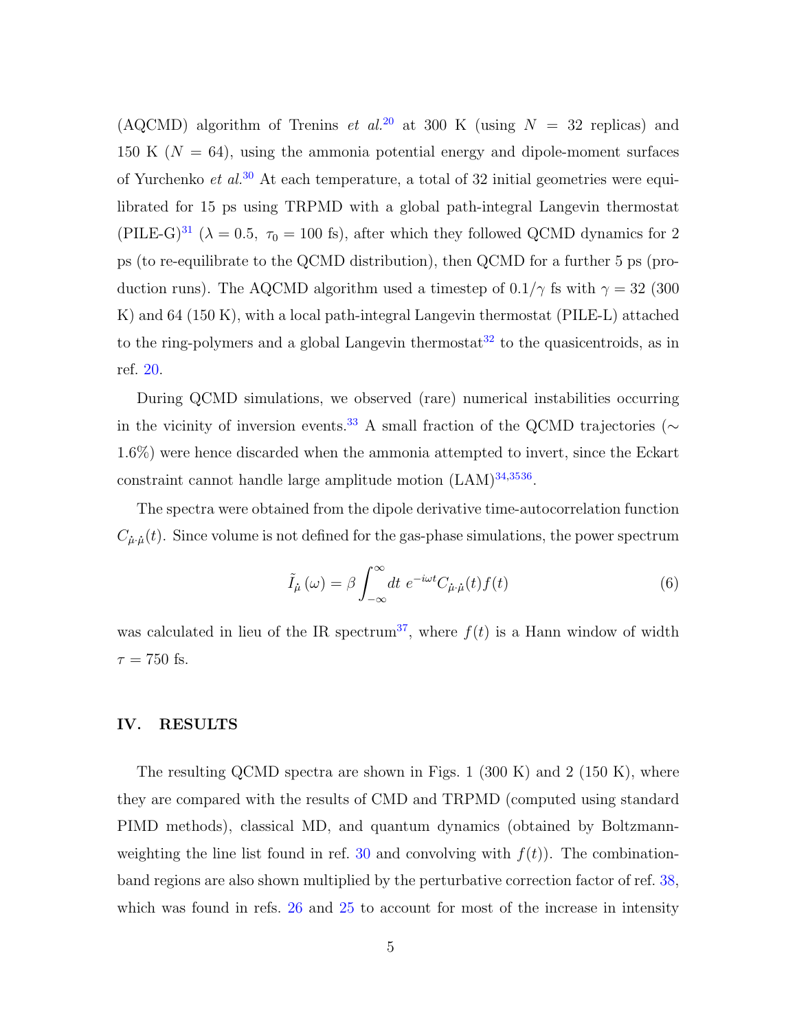(AQCMD) algorithm of Trenins *et al.*[20] at 300 K (using $N = 32$ replicas) and 150 K ($N = 64$), using the ammonia potential energy and dipole-moment surfaces of Yurchenko *et al.*[30] At each temperature, a total of 32 initial geometries were equilibrated for 15 ps using TRPMD with a global path-integral Langevin thermostat (PILE-G)[31] ($\lambda = 0.5,\ \tau_0 = 100$ fs), after which they followed QCMD dynamics for 2 ps (to re-equilibrate to the QCMD distribution), then QCMD for a further 5 ps (production runs). The AQCMD algorithm used a timestep of $0.1/\gamma$ fs with $\gamma = 32$ (300 K) and 64 (150 K), with a local path-integral Langevin thermostat (PILE-L) attached to the ring-polymers and a global Langevin thermostat[32] to the quasicentroids, as in ref. 20.

During QCMD simulations, we observed (rare) numerical instabilities occurring in the vicinity of inversion events.[33] A small fraction of the QCMD trajectories ($\sim$ 1.6%) were hence discarded when the ammonia attempted to invert, since the Eckart constraint cannot handle large amplitude motion (LAM)[34,3536].

The spectra were obtained from the dipole derivative time-autocorrelation function $C_{\dot{\mu}\cdot\dot{\mu}}(t)$. Since volume is not defined for the gas-phase simulations, the power spectrum

$$\tilde{I}_{\dot{\mu}}\left(\omega\right) = \beta \int_{-\infty}^{\infty} dt\ e^{-i\omega t} C_{\dot{\mu}\cdot\dot{\mu}}(t) f(t) \tag{6}$$

was calculated in lieu of the IR spectrum[37], where $f(t)$ is a Hann window of width $\tau = 750$ fs.

## IV. RESULTS

The resulting QCMD spectra are shown in Figs. 1 (300 K) and 2 (150 K), where they are compared with the results of CMD and TRPMD (computed using standard PIMD methods), classical MD, and quantum dynamics (obtained by Boltzmann-weighting the line list found in ref. 30 and convolving with $f(t)$). The combination-band regions are also shown multiplied by the perturbative correction factor of ref. 38, which was found in refs. 26 and 25 to account for most of the increase in intensity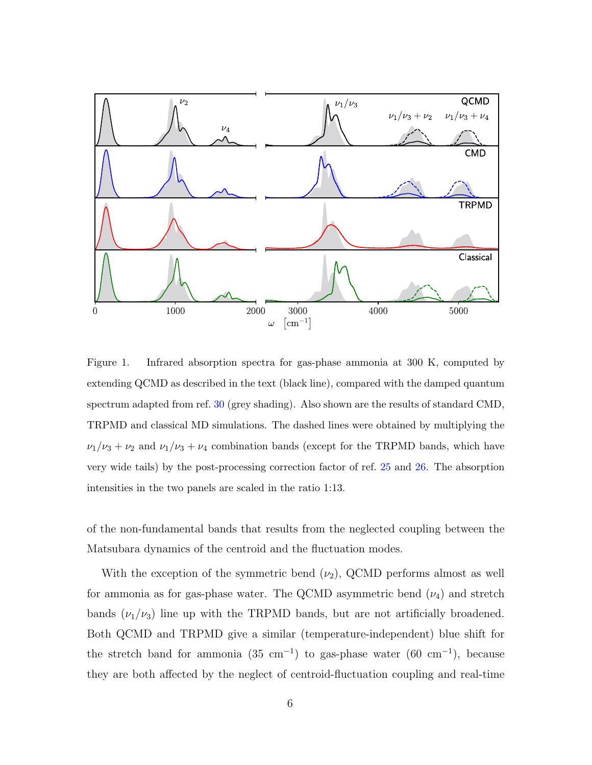Figure 1. Infrared absorption spectra for gas-phase ammonia at 300 K, computed by extending QCMD as described in the text (black line), compared with the damped quantum spectrum adapted from ref. 30 (grey shading). Also shown are the results of standard CMD, TRPMD and classical MD simulations. The dashed lines were obtained by multiplying the $\nu_1/\nu_3 + \nu_2$ and $\nu_1/\nu_3 + \nu_4$ combination bands (except for the TRPMD bands, which have very wide tails) by the post-processing correction factor of ref. 25 and 26. The absorption intensities in the two panels are scaled in the ratio 1:13.

of the non-fundamental bands that results from the neglected coupling between the Matsubara dynamics of the centroid and the fluctuation modes.

With the exception of the symmetric bend ($\nu_2$), QCMD performs almost as well for ammonia as for gas-phase water. The QCMD asymmetric bend ($\nu_4$) and stretch bands ($\nu_1/\nu_3$) line up with the TRPMD bands, but are not artificially broadened. Both QCMD and TRPMD give a similar (temperature-independent) blue shift for the stretch band for ammonia (35 $\text{cm}^{-1}$) to gas-phase water (60 $\text{cm}^{-1}$), because they are both affected by the neglect of centroid-fluctuation coupling and real-time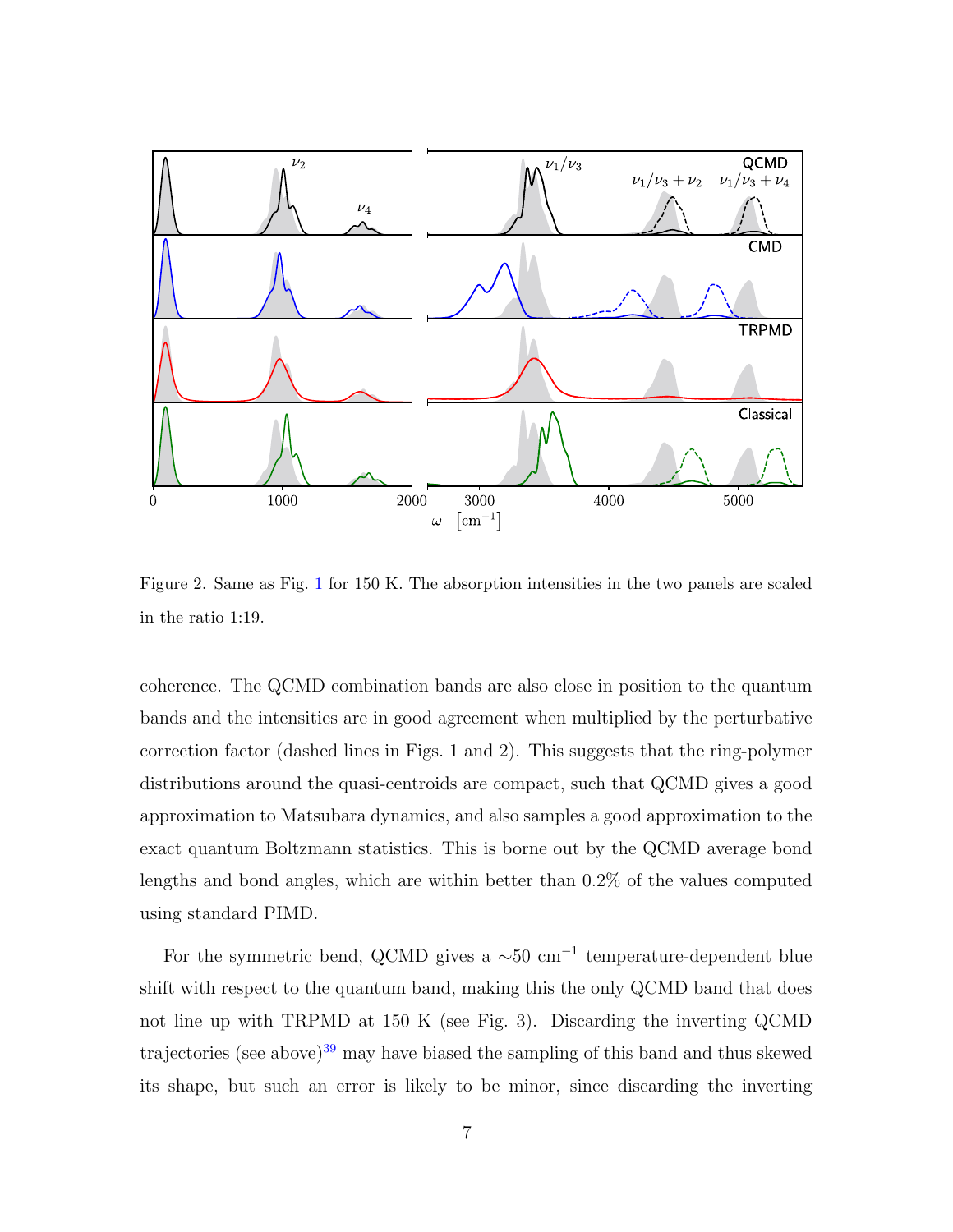Figure 2. Same as Fig. 1 for 150 K. The absorption intensities in the two panels are scaled in the ratio 1:19.

coherence. The QCMD combination bands are also close in position to the quantum bands and the intensities are in good agreement when multiplied by the perturbative correction factor (dashed lines in Figs. 1 and 2). This suggests that the ring-polymer distributions around the quasi-centroids are compact, such that QCMD gives a good approximation to Matsubara dynamics, and also samples a good approximation to the exact quantum Boltzmann statistics. This is borne out by the QCMD average bond lengths and bond angles, which are within better than 0.2% of the values computed using standard PIMD.

For the symmetric bend, QCMD gives a $\sim$50 cm$^{-1}$ temperature-dependent blue shift with respect to the quantum band, making this the only QCMD band that does not line up with TRPMD at 150 K (see Fig. 3). Discarding the inverting QCMD trajectories (see above)[39] may have biased the sampling of this band and thus skewed its shape, but such an error is likely to be minor, since discarding the inverting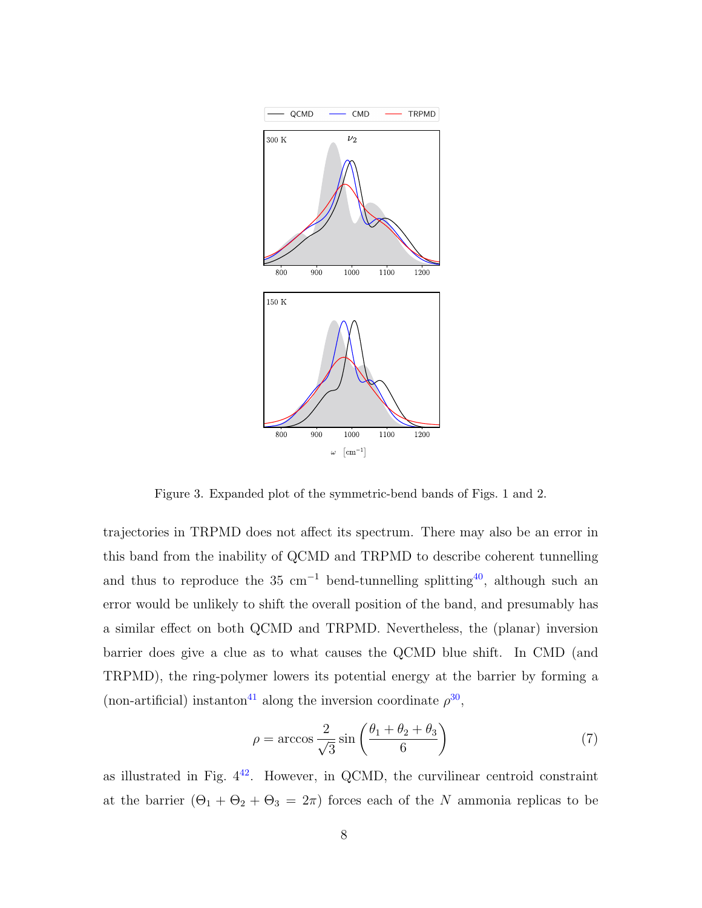Figure 3. Expanded plot of the symmetric-bend bands of Figs. 1 and 2.

trajectories in TRPMD does not affect its spectrum. There may also be an error in this band from the inability of QCMD and TRPMD to describe coherent tunnelling and thus to reproduce the 35 cm$^{-1}$ bend-tunnelling splitting[40], although such an error would be unlikely to shift the overall position of the band, and presumably has a similar effect on both QCMD and TRPMD. Nevertheless, the (planar) inversion barrier does give a clue as to what causes the QCMD blue shift. In CMD (and TRPMD), the ring-polymer lowers its potential energy at the barrier by forming a (non-artificial) instanton[41] along the inversion coordinate $\rho$[30],

$$\rho = \arccos \frac{2}{\sqrt{3}} \sin\left(\frac{\theta_1 + \theta_2 + \theta_3}{6}\right) \tag{7}$$

as illustrated in Fig. 4[42]. However, in QCMD, the curvilinear centroid constraint at the barrier ($\Theta_1 + \Theta_2 + \Theta_3 = 2\pi$) forces each of the $N$ ammonia replicas to be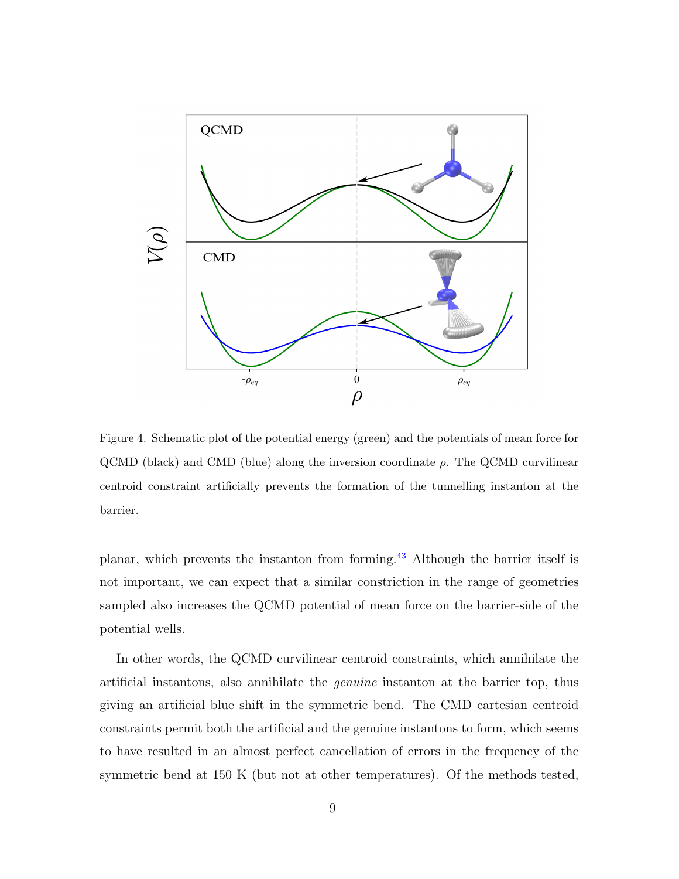Figure 4. Schematic plot of the potential energy (green) and the potentials of mean force for QCMD (black) and CMD (blue) along the inversion coordinate $\rho$. The QCMD curvilinear centroid constraint artificially prevents the formation of the tunnelling instanton at the barrier.

planar, which prevents the instanton from forming.[43] Although the barrier itself is not important, we can expect that a similar constriction in the range of geometries sampled also increases the QCMD potential of mean force on the barrier-side of the potential wells.

In other words, the QCMD curvilinear centroid constraints, which annihilate the artificial instantons, also annihilate the *genuine* instanton at the barrier top, thus giving an artificial blue shift in the symmetric bend. The CMD cartesian centroid constraints permit both the artificial and the genuine instantons to form, which seems to have resulted in an almost perfect cancellation of errors in the frequency of the symmetric bend at 150 K (but not at other temperatures). Of the methods tested,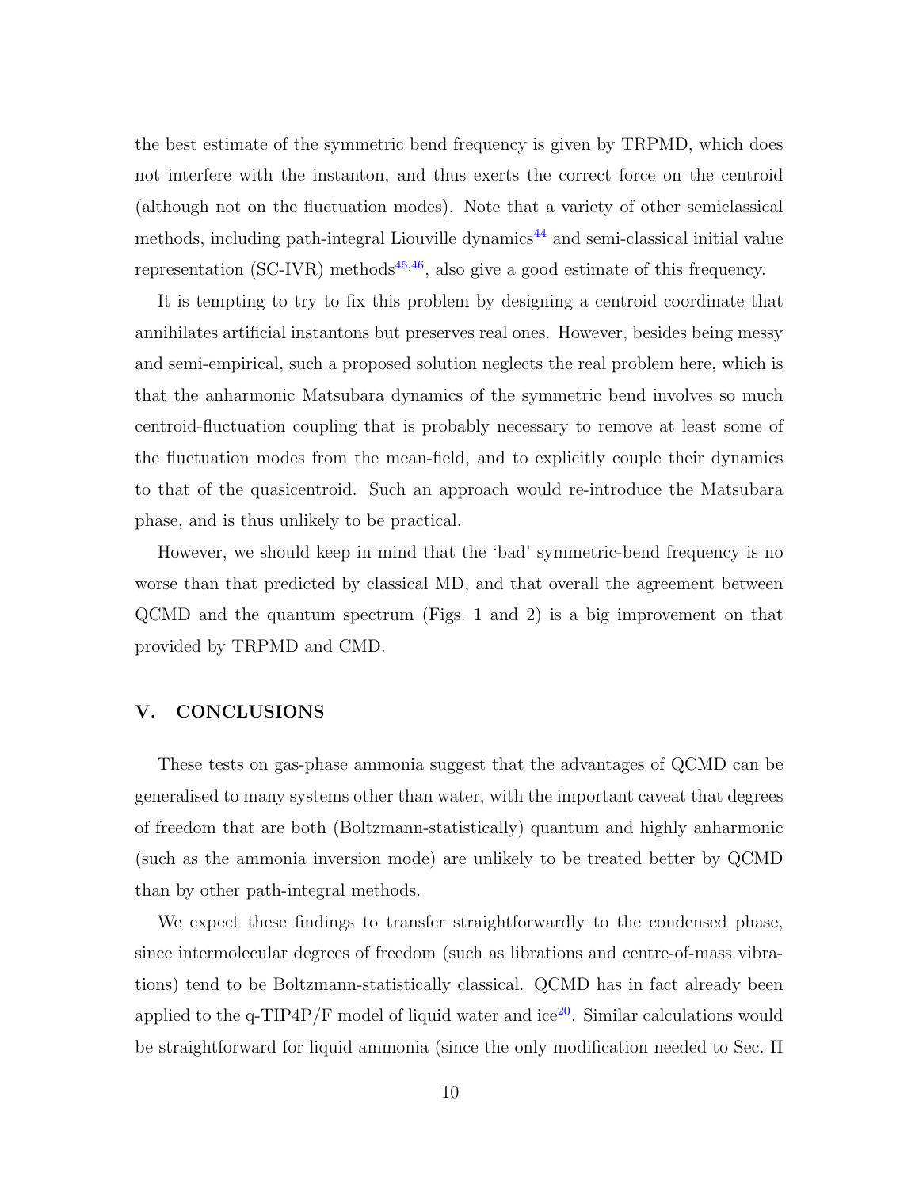the best estimate of the symmetric bend frequency is given by TRPMD, which does not interfere with the instanton, and thus exerts the correct force on the centroid (although not on the fluctuation modes). Note that a variety of other semiclassical methods, including path-integral Liouville dynamics[44] and semi-classical initial value representation (SC-IVR) methods[45,46], also give a good estimate of this frequency.

It is tempting to try to fix this problem by designing a centroid coordinate that annihilates artificial instantons but preserves real ones. However, besides being messy and semi-empirical, such a proposed solution neglects the real problem here, which is that the anharmonic Matsubara dynamics of the symmetric bend involves so much centroid-fluctuation coupling that is probably necessary to remove at least some of the fluctuation modes from the mean-field, and to explicitly couple their dynamics to that of the quasicentroid. Such an approach would re-introduce the Matsubara phase, and is thus unlikely to be practical.

However, we should keep in mind that the 'bad' symmetric-bend frequency is no worse than that predicted by classical MD, and that overall the agreement between QCMD and the quantum spectrum (Figs. 1 and 2) is a big improvement on that provided by TRPMD and CMD.

## V. CONCLUSIONS

These tests on gas-phase ammonia suggest that the advantages of QCMD can be generalised to many systems other than water, with the important caveat that degrees of freedom that are both (Boltzmann-statistically) quantum and highly anharmonic (such as the ammonia inversion mode) are unlikely to be treated better by QCMD than by other path-integral methods.

We expect these findings to transfer straightforwardly to the condensed phase, since intermolecular degrees of freedom (such as librations and centre-of-mass vibrations) tend to be Boltzmann-statistically classical. QCMD has in fact already been applied to the q-TIP4P/F model of liquid water and ice[20]. Similar calculations would be straightforward for liquid ammonia (since the only modification needed to Sec. II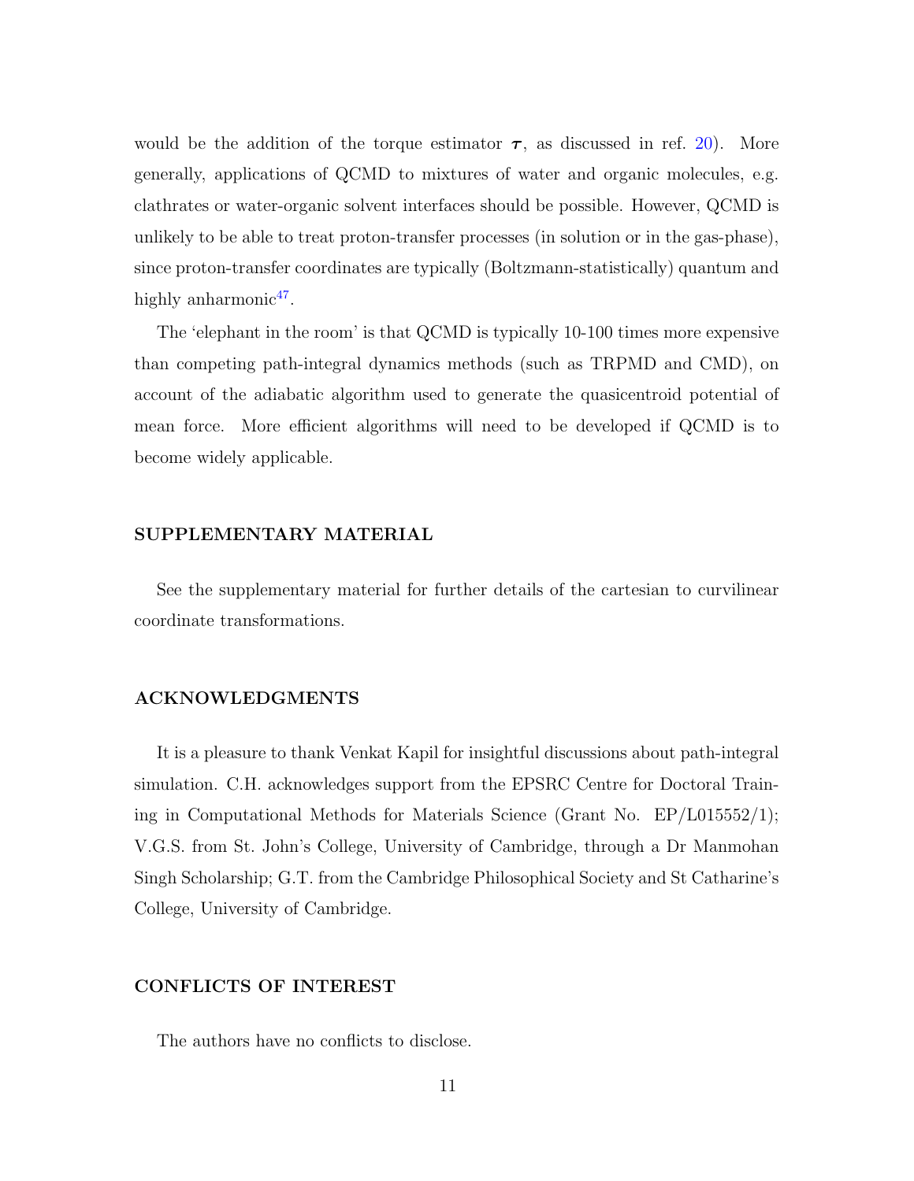would be the addition of the torque estimator $\boldsymbol{\tau}$, as discussed in ref. 20). More generally, applications of QCMD to mixtures of water and organic molecules, e.g. clathrates or water-organic solvent interfaces should be possible. However, QCMD is unlikely to be able to treat proton-transfer processes (in solution or in the gas-phase), since proton-transfer coordinates are typically (Boltzmann-statistically) quantum and highly anharmonic[47].

The 'elephant in the room' is that QCMD is typically 10-100 times more expensive than competing path-integral dynamics methods (such as TRPMD and CMD), on account of the adiabatic algorithm used to generate the quasicentroid potential of mean force. More efficient algorithms will need to be developed if QCMD is to become widely applicable.

## SUPPLEMENTARY MATERIAL

See the supplementary material for further details of the cartesian to curvilinear coordinate transformations.

## ACKNOWLEDGMENTS

It is a pleasure to thank Venkat Kapil for insightful discussions about path-integral simulation. C.H. acknowledges support from the EPSRC Centre for Doctoral Training in Computational Methods for Materials Science (Grant No. EP/L015552/1); V.G.S. from St. John's College, University of Cambridge, through a Dr Manmohan Singh Scholarship; G.T. from the Cambridge Philosophical Society and St Catharine's College, University of Cambridge.

## CONFLICTS OF INTEREST

The authors have no conflicts to disclose.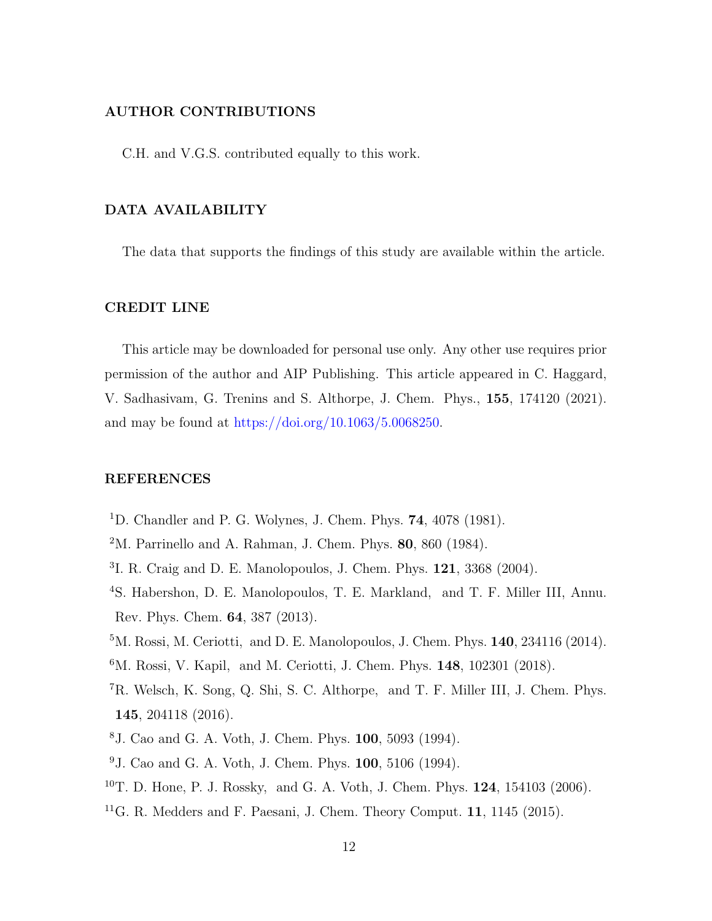## AUTHOR CONTRIBUTIONS

C.H. and V.G.S. contributed equally to this work.

## DATA AVAILABILITY

The data that supports the findings of this study are available within the article.

## CREDIT LINE

This article may be downloaded for personal use only. Any other use requires prior permission of the author and AIP Publishing. This article appeared in C. Haggard, V. Sadhasivam, G. Trenins and S. Althorpe, J. Chem. Phys., **155**, 174120 (2021). and may be found at https://doi.org/10.1063/5.0068250.

## REFERENCES

[1] D. Chandler and P. G. Wolynes, J. Chem. Phys. **74**, 4078 (1981).

[2] M. Parrinello and A. Rahman, J. Chem. Phys. **80**, 860 (1984).

[3] I. R. Craig and D. E. Manolopoulos, J. Chem. Phys. **121**, 3368 (2004).

[4] S. Habershon, D. E. Manolopoulos, T. E. Markland, and T. F. Miller III, Annu. Rev. Phys. Chem. **64**, 387 (2013).

[5] M. Rossi, M. Ceriotti, and D. E. Manolopoulos, J. Chem. Phys. **140**, 234116 (2014).

[6] M. Rossi, V. Kapil, and M. Ceriotti, J. Chem. Phys. **148**, 102301 (2018).

[7] R. Welsch, K. Song, Q. Shi, S. C. Althorpe, and T. F. Miller III, J. Chem. Phys. **145**, 204118 (2016).

[8] J. Cao and G. A. Voth, J. Chem. Phys. **100**, 5093 (1994).

[9] J. Cao and G. A. Voth, J. Chem. Phys. **100**, 5106 (1994).

[10] T. D. Hone, P. J. Rossky, and G. A. Voth, J. Chem. Phys. **124**, 154103 (2006).

[11] G. R. Medders and F. Paesani, J. Chem. Theory Comput. **11**, 1145 (2015).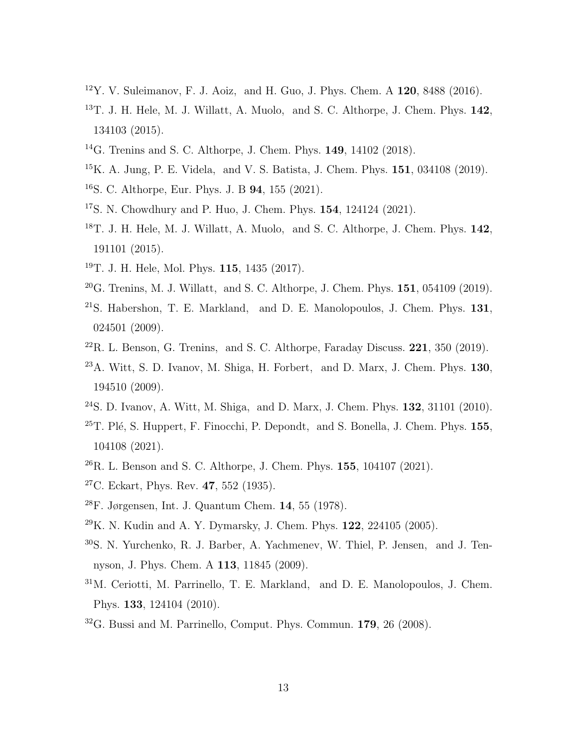[12] Y. V. Suleimanov, F. J. Aoiz, and H. Guo, J. Phys. Chem. A **120**, 8488 (2016).

[13] T. J. H. Hele, M. J. Willatt, A. Muolo, and S. C. Althorpe, J. Chem. Phys. **142**, 134103 (2015).

[14] G. Trenins and S. C. Althorpe, J. Chem. Phys. **149**, 14102 (2018).

[15] K. A. Jung, P. E. Videla, and V. S. Batista, J. Chem. Phys. **151**, 034108 (2019).

[16] S. C. Althorpe, Eur. Phys. J. B **94**, 155 (2021).

[17] S. N. Chowdhury and P. Huo, J. Chem. Phys. **154**, 124124 (2021).

[18] T. J. H. Hele, M. J. Willatt, A. Muolo, and S. C. Althorpe, J. Chem. Phys. **142**, 191101 (2015).

[19] T. J. H. Hele, Mol. Phys. **115**, 1435 (2017).

[20] G. Trenins, M. J. Willatt, and S. C. Althorpe, J. Chem. Phys. **151**, 054109 (2019).

[21] S. Habershon, T. E. Markland, and D. E. Manolopoulos, J. Chem. Phys. **131**, 024501 (2009).

[22] R. L. Benson, G. Trenins, and S. C. Althorpe, Faraday Discuss. **221**, 350 (2019).

[23] A. Witt, S. D. Ivanov, M. Shiga, H. Forbert, and D. Marx, J. Chem. Phys. **130**, 194510 (2009).

[24] S. D. Ivanov, A. Witt, M. Shiga, and D. Marx, J. Chem. Phys. **132**, 31101 (2010).

[25] T. Plé, S. Huppert, F. Finocchi, P. Depondt, and S. Bonella, J. Chem. Phys. **155**, 104108 (2021).

[26] R. L. Benson and S. C. Althorpe, J. Chem. Phys. **155**, 104107 (2021).

[27] C. Eckart, Phys. Rev. **47**, 552 (1935).

[28] F. Jørgensen, Int. J. Quantum Chem. **14**, 55 (1978).

[29] K. N. Kudin and A. Y. Dymarsky, J. Chem. Phys. **122**, 224105 (2005).

[30] S. N. Yurchenko, R. J. Barber, A. Yachmenev, W. Thiel, P. Jensen, and J. Tennyson, J. Phys. Chem. A **113**, 11845 (2009).

[31] M. Ceriotti, M. Parrinello, T. E. Markland, and D. E. Manolopoulos, J. Chem. Phys. **133**, 124104 (2010).

[32] G. Bussi and M. Parrinello, Comput. Phys. Commun. **179**, 26 (2008).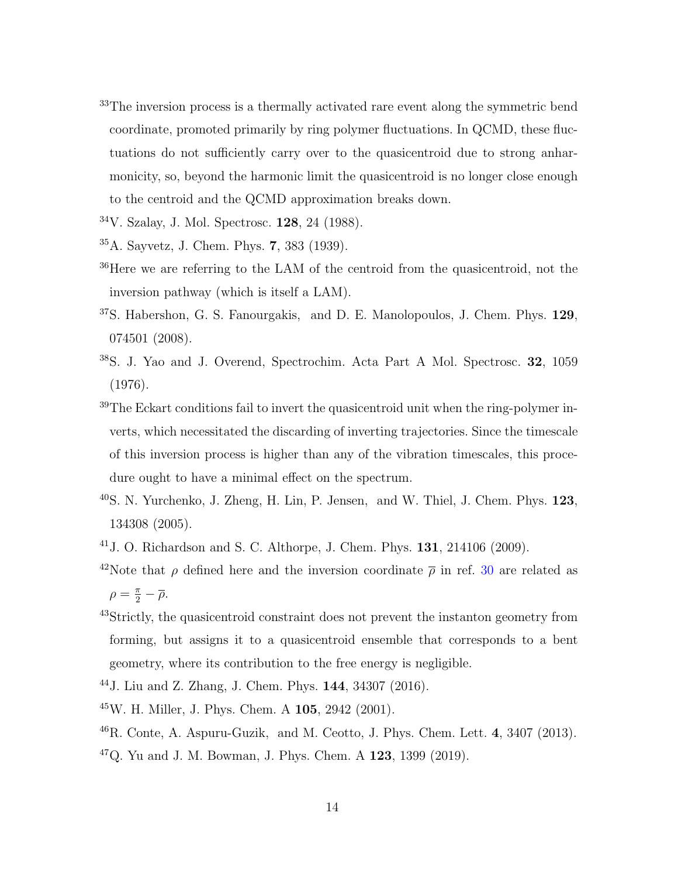[33]The inversion process is a thermally activated rare event along the symmetric bend coordinate, promoted primarily by ring polymer fluctuations. In QCMD, these fluctuations do not sufficiently carry over to the quasicentroid due to strong anharmonicity, so, beyond the harmonic limit the quasicentroid is no longer close enough to the centroid and the QCMD approximation breaks down.

[34]V. Szalay, J. Mol. Spectrosc. **128**, 24 (1988).

[35]A. Sayvetz, J. Chem. Phys. **7**, 383 (1939).

[36]Here we are referring to the LAM of the centroid from the quasicentroid, not the inversion pathway (which is itself a LAM).

[37]S. Habershon, G. S. Fanourgakis, and D. E. Manolopoulos, J. Chem. Phys. **129**, 074501 (2008).

[38]S. J. Yao and J. Overend, Spectrochim. Acta Part A Mol. Spectrosc. **32**, 1059 (1976).

[39]The Eckart conditions fail to invert the quasicentroid unit when the ring-polymer inverts, which necessitated the discarding of inverting trajectories. Since the timescale of this inversion process is higher than any of the vibration timescales, this procedure ought to have a minimal effect on the spectrum.

[40]S. N. Yurchenko, J. Zheng, H. Lin, P. Jensen, and W. Thiel, J. Chem. Phys. **123**, 134308 (2005).

[41]J. O. Richardson and S. C. Althorpe, J. Chem. Phys. **131**, 214106 (2009).

[42]Note that $\rho$ defined here and the inversion coordinate $\overline{\rho}$ in ref. 30 are related as $\rho = \frac{\pi}{2} - \overline{\rho}$.

[43]Strictly, the quasicentroid constraint does not prevent the instanton geometry from forming, but assigns it to a quasicentroid ensemble that corresponds to a bent geometry, where its contribution to the free energy is negligible.

[44]J. Liu and Z. Zhang, J. Chem. Phys. **144**, 34307 (2016).

[45]W. H. Miller, J. Phys. Chem. A **105**, 2942 (2001).

[46]R. Conte, A. Aspuru-Guzik, and M. Ceotto, J. Phys. Chem. Lett. **4**, 3407 (2013).

[47]Q. Yu and J. M. Bowman, J. Phys. Chem. A **123**, 1399 (2019).